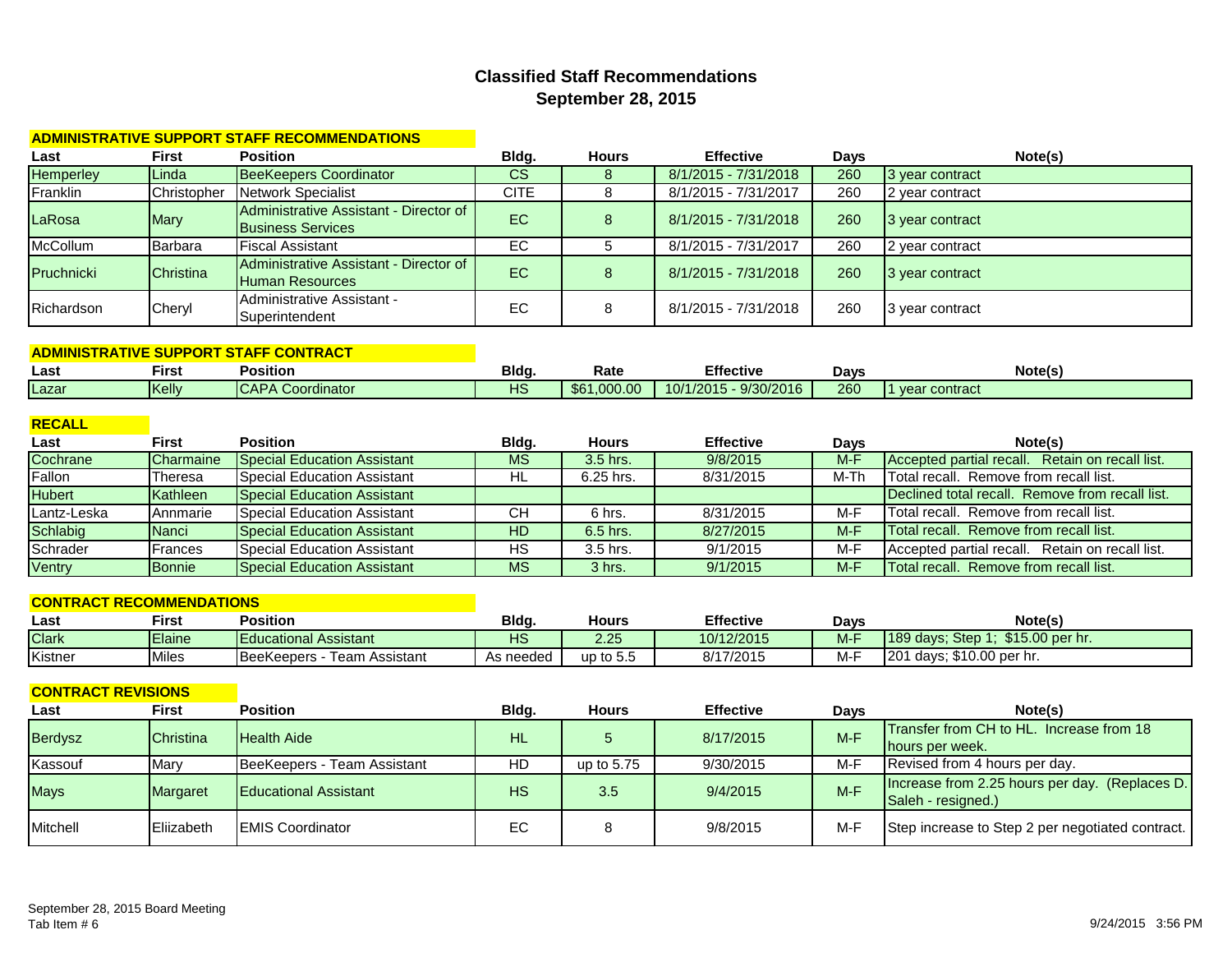# Classified Staff Recommendations

## September 28, 2015

### ADMINISTRATIVE SUPPORT STAFF RECOMMENDATIONS

| Last | First | Position | Bldg. | Hours | Effective | Days | Note(s) |
|---|---|---|---|---|---|---|---|
| Hemperley | Linda | BeeKeepers Coordinator | CS | 8 | 8/1/2015 - 7/31/2018 | 260 | 3 year contract |
| Franklin | Christopher | Network Specialist | CITE | 8 | 8/1/2015 - 7/31/2017 | 260 | 2 year contract |
| LaRosa | Mary | Administrative Assistant - Director of Business Services | EC | 8 | 8/1/2015 - 7/31/2018 | 260 | 3 year contract |
| McCollum | Barbara | Fiscal Assistant | EC | 5 | 8/1/2015 - 7/31/2017 | 260 | 2 year contract |
| Pruchnicki | Christina | Administrative Assistant - Director of Human Resources | EC | 8 | 8/1/2015 - 7/31/2018 | 260 | 3 year contract |
| Richardson | Cheryl | Administrative Assistant - Superintendent | EC | 8 | 8/1/2015 - 7/31/2018 | 260 | 3 year contract |

### ADMINISTRATIVE SUPPORT STAFF CONTRACT

| Last | First | Position | Bldg. | Rate | Effective | Days | Note(s) |
|---|---|---|---|---|---|---|---|
| Lazar | Kelly | CAPA Coordinator | HS | $61,000.00 | 10/1/2015 - 9/30/2016 | 260 | 1 year contract |

### RECALL

| Last | First | Position | Bldg. | Hours | Effective | Days | Note(s) |
|---|---|---|---|---|---|---|---|
| Cochrane | Charmaine | Special Education Assistant | MS | 3.5 hrs. | 9/8/2015 | M-F | Accepted partial recall. Retain on recall list. |
| Fallon | Theresa | Special Education Assistant | HL | 6.25 hrs. | 8/31/2015 | M-Th | Total recall. Remove from recall list. |
| Hubert | Kathleen | Special Education Assistant | | | | | Declined total recall. Remove from recall list. |
| Lantz-Leska | Annmarie | Special Education Assistant | CH | 6 hrs. | 8/31/2015 | M-F | Total recall. Remove from recall list. |
| Schlabig | Nanci | Special Education Assistant | HD | 6.5 hrs. | 8/27/2015 | M-F | Total recall. Remove from recall list. |
| Schrader | Frances | Special Education Assistant | HS | 3.5 hrs. | 9/1/2015 | M-F | Accepted partial recall. Retain on recall list. |
| Ventry | Bonnie | Special Education Assistant | MS | 3 hrs. | 9/1/2015 | M-F | Total recall. Remove from recall list. |

### CONTRACT RECOMMENDATIONS

| Last | First | Position | Bldg. | Hours | Effective | Days | Note(s) |
|---|---|---|---|---|---|---|---|
| Clark | Elaine | Educational Assistant | HS | 2.25 | 10/12/2015 | M-F | 189 days; Step 1; $15.00 per hr. |
| Kistner | Miles | BeeKeepers - Team Assistant | As needed | up to 5.5 | 8/17/2015 | M-F | 201 days; $10.00 per hr. |

### CONTRACT REVISIONS

| Last | First | Position | Bldg. | Hours | Effective | Days | Note(s) |
|---|---|---|---|---|---|---|---|
| Berdysz | Christina | Health Aide | HL | 5 | 8/17/2015 | M-F | Transfer from CH to HL. Increase from 18 hours per week. |
| Kassouf | Mary | BeeKeepers - Team Assistant | HD | up to 5.75 | 9/30/2015 | M-F | Revised from 4 hours per day. |
| Mays | Margaret | Educational Assistant | HS | 3.5 | 9/4/2015 | M-F | Increase from 2.25 hours per day. (Replaces D. Saleh - resigned.) |
| Mitchell | Eliizabeth | EMIS Coordinator | EC | 8 | 9/8/2015 | M-F | Step increase to Step 2 per negotiated contract. |

September 28, 2015 Board Meeting
Tab Item # 6

9/24/2015 3:56 PM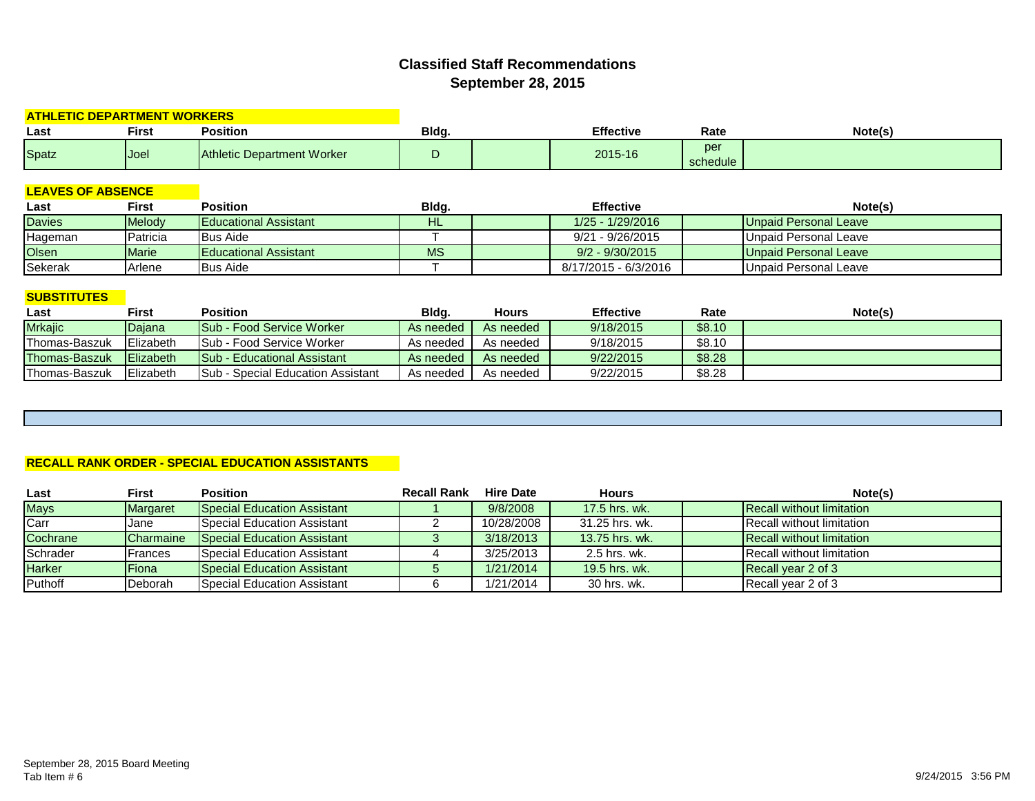## Classified Staff Recommendations
## September 28, 2015

**ATHLETIC DEPARTMENT WORKERS**

| Last | First | Position | Bldg. | | Effective | Rate | Note(s) |
|---|---|---|---|---|---|---|---|
| Spatz | Joel | Athletic Department Worker | D | | 2015-16 | per schedule | |

**LEAVES OF ABSENCE**

| Last | First | Position | Bldg. | | Effective | | Note(s) |
|---|---|---|---|---|---|---|---|
| Davies | Melody | Educational Assistant | HL | | 1/25 - 1/29/2016 | | Unpaid Personal Leave |
| Hageman | Patricia | Bus Aide | T | | 9/21 - 9/26/2015 | | Unpaid Personal Leave |
| Olsen | Marie | Educational Assistant | MS | | 9/2 - 9/30/2015 | | Unpaid Personal Leave |
| Sekerak | Arlene | Bus Aide | T | | 8/17/2015 - 6/3/2016 | | Unpaid Personal Leave |

**SUBSTITUTES**

| Last | First | Position | Bldg. | Hours | Effective | Rate | Note(s) |
|---|---|---|---|---|---|---|---|
| Mrkajic | Dajana | Sub - Food Service Worker | As needed | As needed | 9/18/2015 | $8.10 | |
| Thomas-Baszuk | Elizabeth | Sub - Food Service Worker | As needed | As needed | 9/18/2015 | $8.10 | |
| Thomas-Baszuk | Elizabeth | Sub - Educational Assistant | As needed | As needed | 9/22/2015 | $8.28 | |
| Thomas-Baszuk | Elizabeth | Sub - Special Education Assistant | As needed | As needed | 9/22/2015 | $8.28 | |

**RECALL RANK ORDER - SPECIAL EDUCATION ASSISTANTS**

| Last | First | Position | Recall Rank | Hire Date | Hours | | Note(s) |
|---|---|---|---|---|---|---|---|
| Mays | Margaret | Special Education Assistant | 1 | 9/8/2008 | 17.5 hrs. wk. | | Recall without limitation |
| Carr | Jane | Special Education Assistant | 2 | 10/28/2008 | 31.25 hrs. wk. | | Recall without limitation |
| Cochrane | Charmaine | Special Education Assistant | 3 | 3/18/2013 | 13.75 hrs. wk. | | Recall without limitation |
| Schrader | Frances | Special Education Assistant | 4 | 3/25/2013 | 2.5 hrs. wk. | | Recall without limitation |
| Harker | Fiona | Special Education Assistant | 5 | 1/21/2014 | 19.5 hrs. wk. | | Recall year 2 of 3 |
| Puthoff | Deborah | Special Education Assistant | 6 | 1/21/2014 | 30 hrs. wk. | | Recall year 2 of 3 |

September 28, 2015 Board Meeting
Tab Item # 6

9/24/2015 3:56 PM